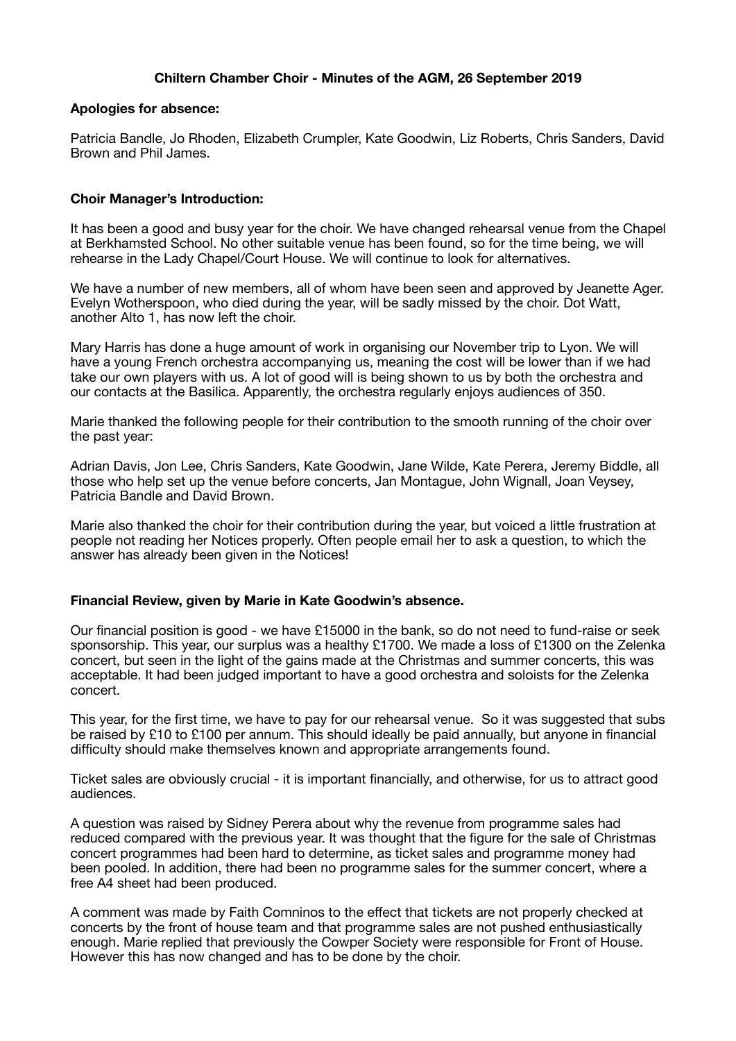# Chiltern Chamber Choir - Minutes of the AGM, 26 September 2019

**Apologies for absence:**

Patricia Bandle, Jo Rhoden, Elizabeth Crumpler, Kate Goodwin, Liz Roberts, Chris Sanders, David Brown and Phil James.

**Choir Manager's Introduction:**

It has been a good and busy year for the choir. We have changed rehearsal venue from the Chapel at Berkhamsted School. No other suitable venue has been found, so for the time being, we will rehearse in the Lady Chapel/Court House. We will continue to look for alternatives.

We have a number of new members, all of whom have been seen and approved by Jeanette Ager. Evelyn Wotherspoon, who died during the year, will be sadly missed by the choir. Dot Watt, another Alto 1, has now left the choir.

Mary Harris has done a huge amount of work in organising our November trip to Lyon. We will have a young French orchestra accompanying us, meaning the cost will be lower than if we had take our own players with us. A lot of good will is being shown to us by both the orchestra and our contacts at the Basilica. Apparently, the orchestra regularly enjoys audiences of 350.

Marie thanked the following people for their contribution to the smooth running of the choir over the past year:

Adrian Davis, Jon Lee, Chris Sanders, Kate Goodwin, Jane Wilde, Kate Perera, Jeremy Biddle, all those who help set up the venue before concerts, Jan Montague, John Wignall, Joan Veysey, Patricia Bandle and David Brown.

Marie also thanked the choir for their contribution during the year, but voiced a little frustration at people not reading her Notices properly. Often people email her to ask a question, to which the answer has already been given in the Notices!

**Financial Review, given by Marie in Kate Goodwin's absence.**

Our financial position is good - we have £15000 in the bank, so do not need to fund-raise or seek sponsorship. This year, our surplus was a healthy £1700. We made a loss of £1300 on the Zelenka concert, but seen in the light of the gains made at the Christmas and summer concerts, this was acceptable. It had been judged important to have a good orchestra and soloists for the Zelenka concert.

This year, for the first time, we have to pay for our rehearsal venue. So it was suggested that subs be raised by £10 to £100 per annum. This should ideally be paid annually, but anyone in financial difficulty should make themselves known and appropriate arrangements found.

Ticket sales are obviously crucial - it is important financially, and otherwise, for us to attract good audiences.

A question was raised by Sidney Perera about why the revenue from programme sales had reduced compared with the previous year. It was thought that the figure for the sale of Christmas concert programmes had been hard to determine, as ticket sales and programme money had been pooled. In addition, there had been no programme sales for the summer concert, where a free A4 sheet had been produced.

A comment was made by Faith Comninos to the effect that tickets are not properly checked at concerts by the front of house team and that programme sales are not pushed enthusiastically enough. Marie replied that previously the Cowper Society were responsible for Front of House. However this has now changed and has to be done by the choir.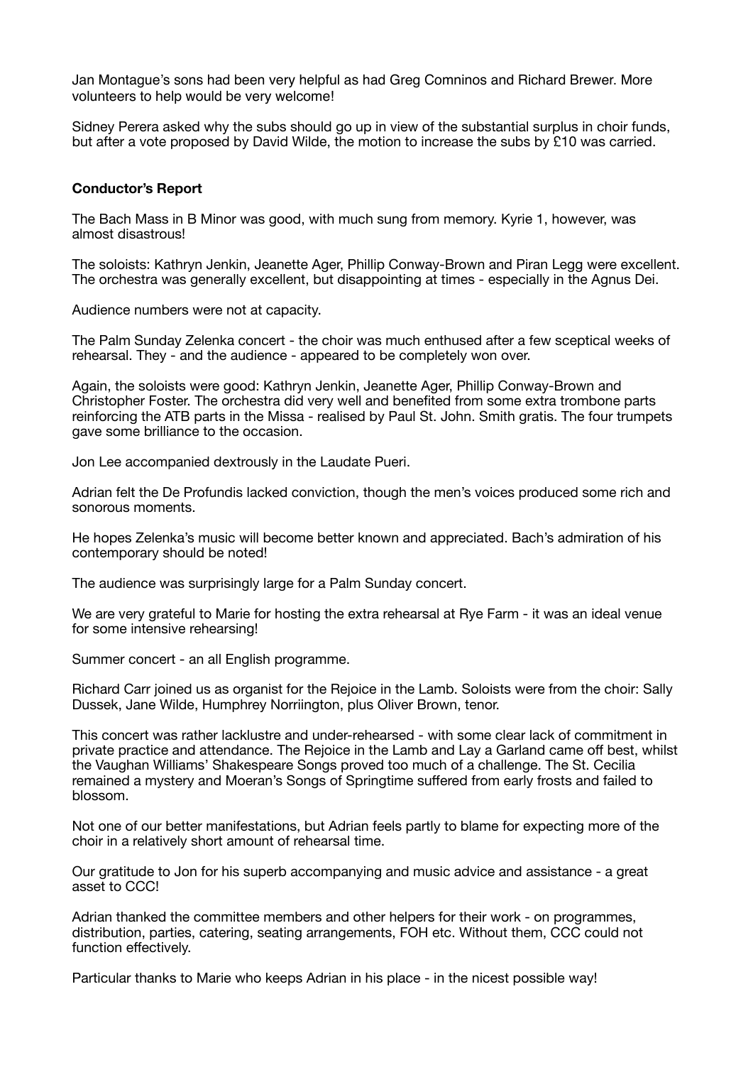Jan Montague's sons had been very helpful as had Greg Comninos and Richard Brewer. More volunteers to help would be very welcome!

Sidney Perera asked why the subs should go up in view of the substantial surplus in choir funds, but after a vote proposed by David Wilde, the motion to increase the subs by £10 was carried.

**Conductor's Report**

The Bach Mass in B Minor was good, with much sung from memory. Kyrie 1, however, was almost disastrous!

The soloists: Kathryn Jenkin, Jeanette Ager, Phillip Conway-Brown and Piran Legg were excellent. The orchestra was generally excellent, but disappointing at times - especially in the Agnus Dei.

Audience numbers were not at capacity.

The Palm Sunday Zelenka concert - the choir was much enthused after a few sceptical weeks of rehearsal. They - and the audience - appeared to be completely won over.

Again, the soloists were good: Kathryn Jenkin, Jeanette Ager, Phillip Conway-Brown and Christopher Foster. The orchestra did very well and benefited from some extra trombone parts reinforcing the ATB parts in the Missa - realised by Paul St. John. Smith gratis. The four trumpets gave some brilliance to the occasion.

Jon Lee accompanied dextrously in the Laudate Pueri.

Adrian felt the De Profundis lacked conviction, though the men's voices produced some rich and sonorous moments.

He hopes Zelenka's music will become better known and appreciated. Bach's admiration of his contemporary should be noted!

The audience was surprisingly large for a Palm Sunday concert.

We are very grateful to Marie for hosting the extra rehearsal at Rye Farm - it was an ideal venue for some intensive rehearsing!

Summer concert - an all English programme.

Richard Carr joined us as organist for the Rejoice in the Lamb. Soloists were from the choir: Sally Dussek, Jane Wilde, Humphrey Norriington, plus Oliver Brown, tenor.

This concert was rather lacklustre and under-rehearsed - with some clear lack of commitment in private practice and attendance. The Rejoice in the Lamb and Lay a Garland came off best, whilst the Vaughan Williams' Shakespeare Songs proved too much of a challenge. The St. Cecilia remained a mystery and Moeran's Songs of Springtime suffered from early frosts and failed to blossom.

Not one of our better manifestations, but Adrian feels partly to blame for expecting more of the choir in a relatively short amount of rehearsal time.

Our gratitude to Jon for his superb accompanying and music advice and assistance - a great asset to CCC!

Adrian thanked the committee members and other helpers for their work - on programmes, distribution, parties, catering, seating arrangements, FOH etc. Without them, CCC could not function effectively.

Particular thanks to Marie who keeps Adrian in his place - in the nicest possible way!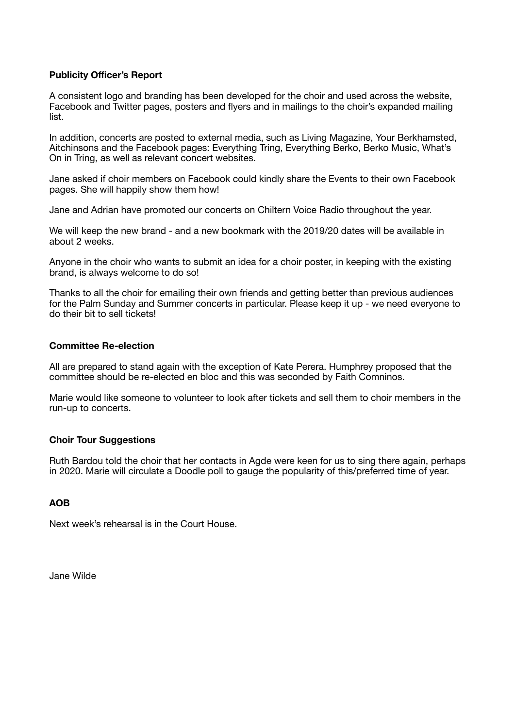**Publicity Officer's Report**

A consistent logo and branding has been developed for the choir and used across the website, Facebook and Twitter pages, posters and flyers and in mailings to the choir's expanded mailing list.

In addition, concerts are posted to external media, such as Living Magazine, Your Berkhamsted, Aitchinsons and the Facebook pages: Everything Tring, Everything Berko, Berko Music, What's On in Tring, as well as relevant concert websites.

Jane asked if choir members on Facebook could kindly share the Events to their own Facebook pages. She will happily show them how!

Jane and Adrian have promoted our concerts on Chiltern Voice Radio throughout the year.

We will keep the new brand - and a new bookmark with the 2019/20 dates will be available in about 2 weeks.

Anyone in the choir who wants to submit an idea for a choir poster, in keeping with the existing brand, is always welcome to do so!

Thanks to all the choir for emailing their own friends and getting better than previous audiences for the Palm Sunday and Summer concerts in particular. Please keep it up - we need everyone to do their bit to sell tickets!

**Committee Re-election**

All are prepared to stand again with the exception of Kate Perera. Humphrey proposed that the committee should be re-elected en bloc and this was seconded by Faith Comninos.

Marie would like someone to volunteer to look after tickets and sell them to choir members in the run-up to concerts.

**Choir Tour Suggestions**

Ruth Bardou told the choir that her contacts in Agde were keen for us to sing there again, perhaps in 2020. Marie will circulate a Doodle poll to gauge the popularity of this/preferred time of year.

**AOB**

Next week's rehearsal is in the Court House.

Jane Wilde